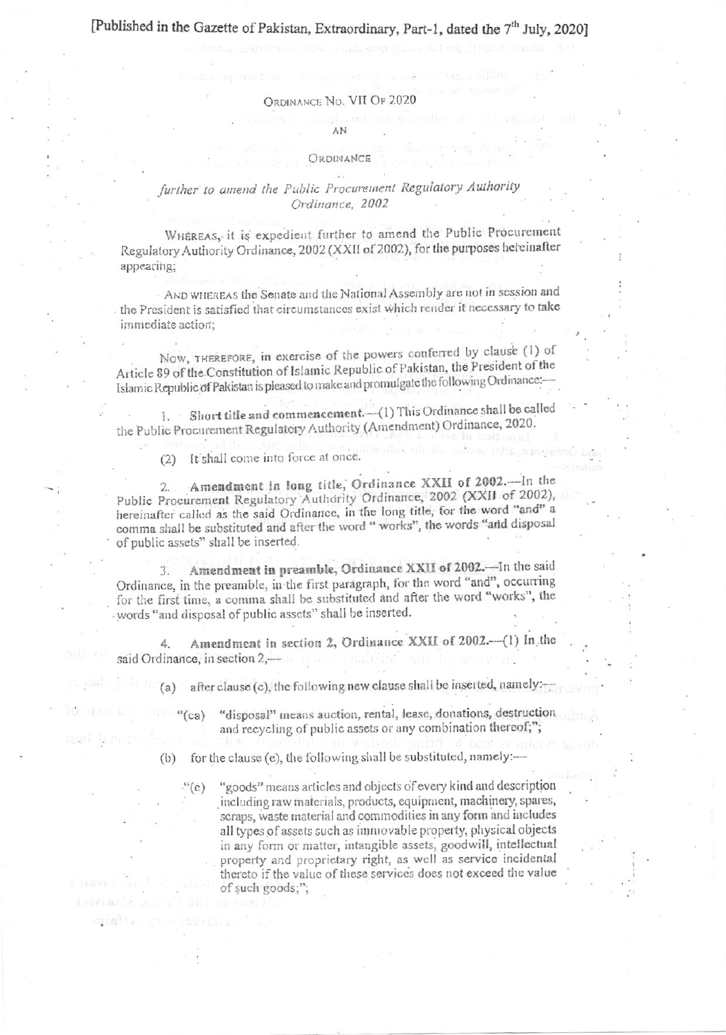[Published in the Gazette of Pakistan, Extraordinary, Part-1, dated the 7th July, 2020]

# ORDINANCE NO. VII OF 2020

AN

ORDINANCE

*further to amend the Public Procurement Regulatory Authority Ordinance, 2002*

WHEREAS, it is expedient further to amend the Public Procurement Regulatory Authority Ordinance, 2002 (XXII of 2002), for the purposes hereinafter appearing;

AND WHEREAS the Senate and the National Assembly are not in session and the President is satisfied that circumstances exist which render it necessary to take immediate action;

NOW, THEREFORE, in exercise of the powers conferred by clause (1) of Article 89 of the Constitution of Islamic Republic of Pakistan, the President of the Islamic Republic of Pakistan is pleased to make and promulgate the following Ordinance:—

1. **Short title and commencement.**—(1) This Ordinance shall be called the Public Procurement Regulatory Authority (Amendment) Ordinance, 2020.

   (2) It shall come into force at once.

2. **Amendment in long title, Ordinance XXII of 2002.**—In the Public Procurement Regulatory Authority Ordinance, 2002 (XXII of 2002), hereinafter called as the said Ordinance, in the long title, for the word "and" a comma shall be substituted and after the word " works", the words "and disposal of public assets" shall be inserted.

3. **Amendment in preamble, Ordinance XXII of 2002.**—In the said Ordinance, in the preamble, in the first paragraph, for the word "and", occurring for the first time, a comma shall be substituted and after the word "works", the words "and disposal of public assets" shall be inserted.

4. **Amendment in section 2, Ordinance XXII of 2002.**—(1) In the said Ordinance, in section 2,—

   (a) after clause (c), the following new clause shall be inserted, namely:—

   "(ca) "disposal" means auction, rental, lease, donations, destruction and recycling of public assets or any combination thereof;";

   (b) for the clause (e), the following shall be substituted, namely:—

   "(e) "goods" means articles and objects of every kind and description including raw materials, products, equipment, machinery, spares, scraps, waste material and commodities in any form and includes all types of assets such as immovable property, physical objects in any form or matter, intangible assets, goodwill, intellectual property and proprietary right, as well as service incidental thereto if the value of these services does not exceed the value of such goods;";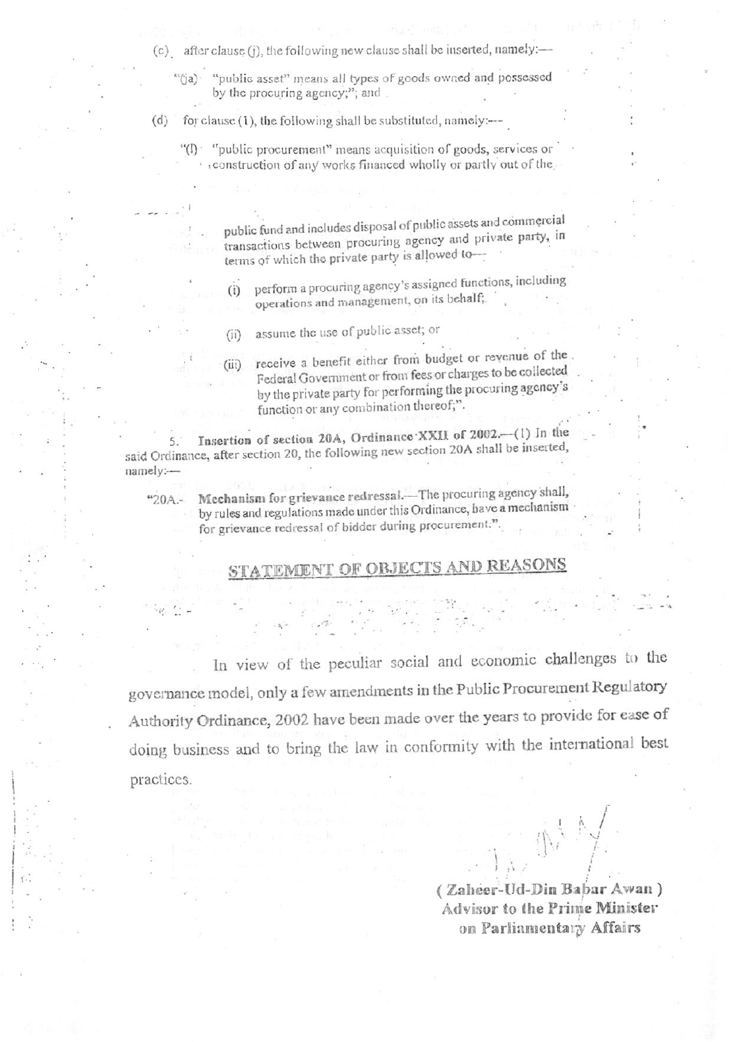(c) after clause (j), the following new clause shall be inserted, namely:—

"(ja) "public asset" means all types of goods owned and possessed by the procuring agency;"; and

(d) for clause (l), the following shall be substituted, namely:—

"(l) "public procurement" means acquisition of goods, services or construction of any works financed wholly or partly out of the public fund and includes disposal of public assets and commercial transactions between procuring agency and private party, in terms of which the private party is allowed to—

(i) perform a procuring agency's assigned functions, including operations and management, on its behalf;

(ii) assume the use of public asset; or

(iii) receive a benefit either from budget or revenue of the Federal Government or from fees or charges to be collected by the private party for performing the procuring agency's function or any combination thereof;".

5. **Insertion of section 20A, Ordinance XXII of 2002.**—(1) In the said Ordinance, after section 20, the following new section 20A shall be inserted, namely:—

"20A.- **Mechanism for grievance redressal.**—The procuring agency shall, by rules and regulations made under this Ordinance, have a mechanism for grievance redressal of bidder during procurement.".

## STATEMENT OF OBJECTS AND REASONS

In view of the peculiar social and economic challenges to the governance model, only a few amendments in the Public Procurement Regulatory Authority Ordinance, 2002 have been made over the years to provide for ease of doing business and to bring the law in conformity with the international best practices.

**( Zaheer-Ud-Din Babar Awan )**
**Advisor to the Prime Minister on Parliamentary Affairs**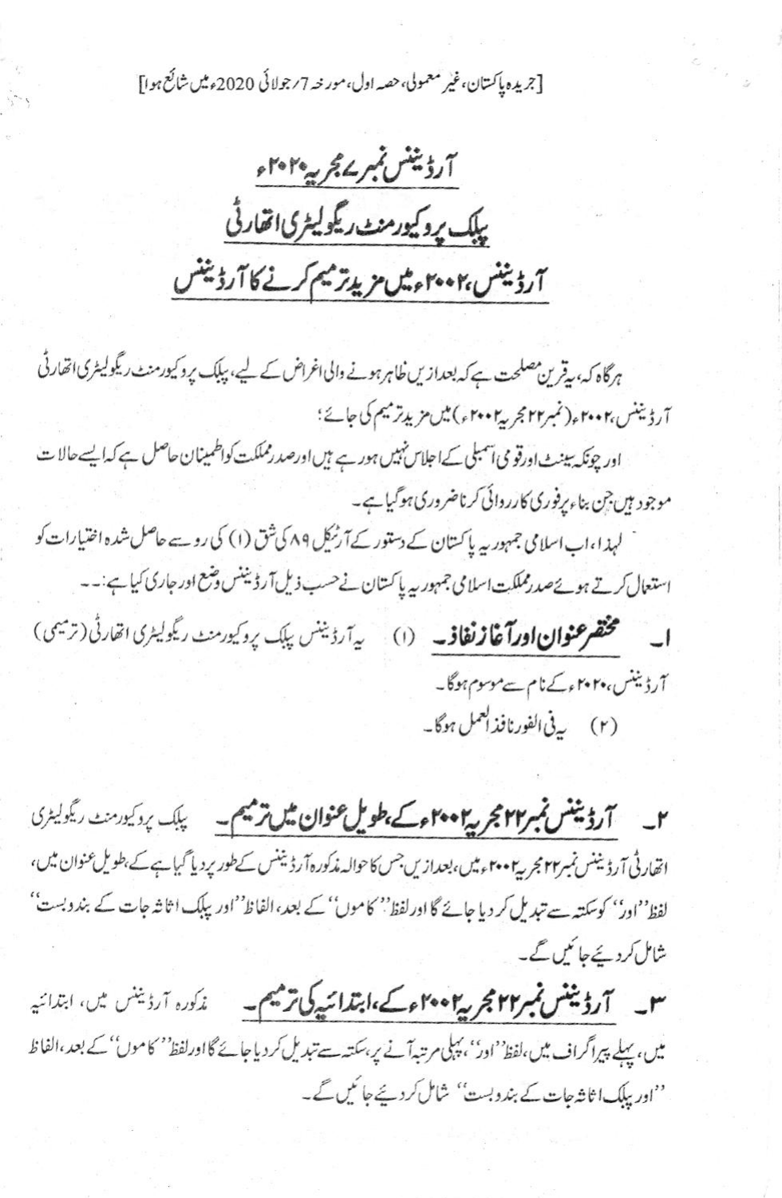[جریدہ پاکستان، غیر معمولی، حصہ اول، مورخہ 7/جولائی 2020ء میں شائع ہوا]

# آرڈیننس نمبر ۷ مجریہ ۲۰۲۰ء
# پبلک پروکیورمنٹ ریگولیٹری اتھارٹی
# آرڈیننس، ۲۰۰۲ء میں مزید ترمیم کرنے کا آرڈیننس

ہرگاہ کہ، یہ قرین مصلحت ہے کہ بعدازیں ظاہر ہونے والی اغراض کے لیے، پبلک پروکیورمنٹ ریگولیٹری اتھارٹی آرڈیننس، ۲۰۰۲ء (نمبر ۲۲ مجریہ ۲۰۰۲ء) میں مزید ترمیم کی جائے؛

اور چونکہ سینٹ اور قومی اسمبلی کے اجلاس نہیں ہو رہے ہیں اور صدر مملکت کو اطمینان حاصل ہے کہ ایسے حالات موجود ہیں جن بناء پر فوری کارروائی کرنا ضروری ہو گیا ہے۔

لہذا، اب اسلامی جمہوریہ پاکستان کے دستور کے آرٹیکل ۸۹ کی شق (۱) کی رو سے حاصل شدہ اختیارات کو استعمال کرتے ہوئے صدر مملکت اسلامی جمہوریہ پاکستان نے حسب ذیل آرڈیننس وضع اور جاری کیا ہے:۔

۱۔ **مختصر عنوان اور آغاز نفاذ۔** (۱) یہ آرڈیننس پبلک پروکیورمنٹ ریگولیٹری اتھارٹی (ترمیمی) آرڈیننس، ۲۰۲۰ء کے نام سے موسوم ہوگا۔

(۲) یہ فی الفور نافذ العمل ہوگا۔

۲۔ **آرڈیننس نمبر ۲۲ مجریہ ۲۰۰۲ء کے، طویل عنوان میں ترمیم۔** پبلک پروکیورمنٹ ریگولیٹری اتھارٹی آرڈیننس نمبر ۲۲ مجریہ ۲۰۰۲ء میں، بعدازیں جس کا حوالہ مذکورہ آرڈیننس کے طور پر دیا گیا ہے کے، طویل عنوان میں، لفظ ''اور'' کو سکتہ سے تبدیل کر دیا جائے گا اور لفظ ''کاموں'' کے بعد، الفاظ ''اور پبلک اثاثہ جات کے بندوبست'' شامل کر دیئے جائیں گے۔

۳۔ **آرڈیننس نمبر ۲۲ مجریہ ۲۰۰۲ء کے، ابتدائیہ کی ترمیم۔** مذکورہ آرڈیننس میں، ابتدائیہ میں، پہلے پیراگراف میں، لفظ ''اور''، پہلی مرتبہ آنے پر، سکتہ سے تبدیل کر دیا جائے گا اور لفظ ''کاموں'' کے بعد، الفاظ ''اور پبلک اثاثہ جات کے بندوبست'' شامل کر دیئے جائیں گے۔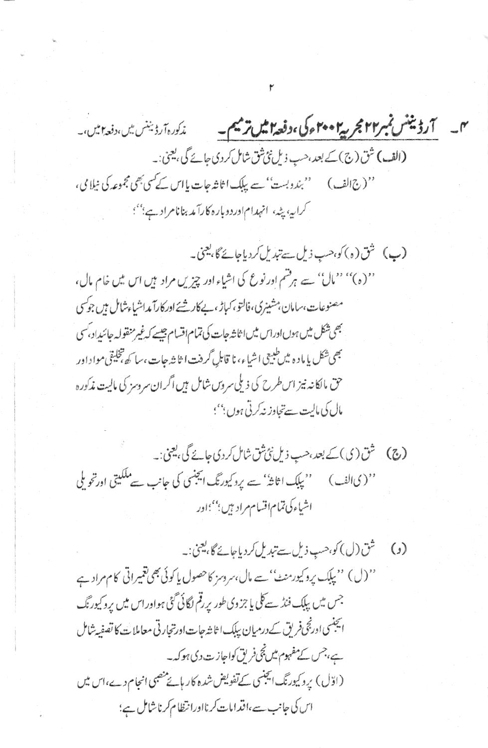**۴۔ آرڈیننس نمبر ۲۲ مجریہ ۲۰۰۲ء کی، دفعہ ۲ میں ترمیم۔** مذکورہ آرڈیننس میں، دفعہ ۲ میں،۔

(الف) شق (ج) کے بعد، حسب ذیل نئی شق شامل کر دی جائے گی، یعنی:۔

''(ج الف) ''بندوبست'' سے پبلک اثاثہ جات یا اس کے کسی بھی مجموعہ کی نیلامی، کرایہ، پٹہ، انہدام اور دوبارہ کارآمد بنانا مراد ہے؛''؛

(ب) شق (ہ) کو، حسب ذیل سے تبدیل کر دیا جائے گا، یعنی۔

''(ہ)'' ''مال'' سے ہر قسم اور نوع کی اشیاء اور چیزیں مراد ہیں اس میں خام مال، مصنوعات، سامان، مشینری، فالتو، کباڑ، بے کار شئے اور کارآمد اشیاء شامل ہیں جو کسی بھی شکل میں ہوں اور اس میں اثاثہ جات کی تمام اقسام جیسے کہ غیر منقولہ جائیداد، کسی بھی شکل یا مادہ میں طبیعی اشیاء، نا قابل گرفت اثاثہ جات، ساکھ، تخلیقی مواد اور حق مالکانہ نیز اس طرح کی ذیلی سروس شامل ہیں اگر ان سروسز کی مالیت مذکورہ مال کی مالیت سے تجاوز نہ کرتی ہوں؛''؛

(ج) شق (ی) کے بعد، حسب ذیل نئی شق شامل کر دی جائے گی، یعنی:۔

''(ی الف) ''پبلک اثاثہ'' سے پروکیورنگ ایجنسی کی جانب سے ملکیتی اور تحویلی اشیاء کی تمام اقسام مراد ہیں؛''؛ اور

(د) شق (ل) کو، حسب ذیل سے تبدیل کر دیا جائے گا، یعنی:۔

''(ل) ''پبلک پروکیورمنٹ'' سے مال، سروسز کا حصول یا کوئی بھی تعمیراتی کام مراد ہے جس میں پبلک فنڈ سے کلی یا جزوی طور پر رقم لگائی گئی ہو اور اس میں پروکیورنگ ایجنسی اور نجی فریق کے درمیان پبلک اثاثہ جات اور تجارتی معاملات کا تصفیہ شامل ہے، جس کے مفہوم میں نجی فریق کو اجازت دی ہو کہ۔

(اوّل) پروکیورنگ ایجنسی کے تفویض شدہ کار ہائے منصبی انجام دے، اس میں اس کی جانب سے، اقدامات کرنا اور انتظام کرنا شامل ہے؛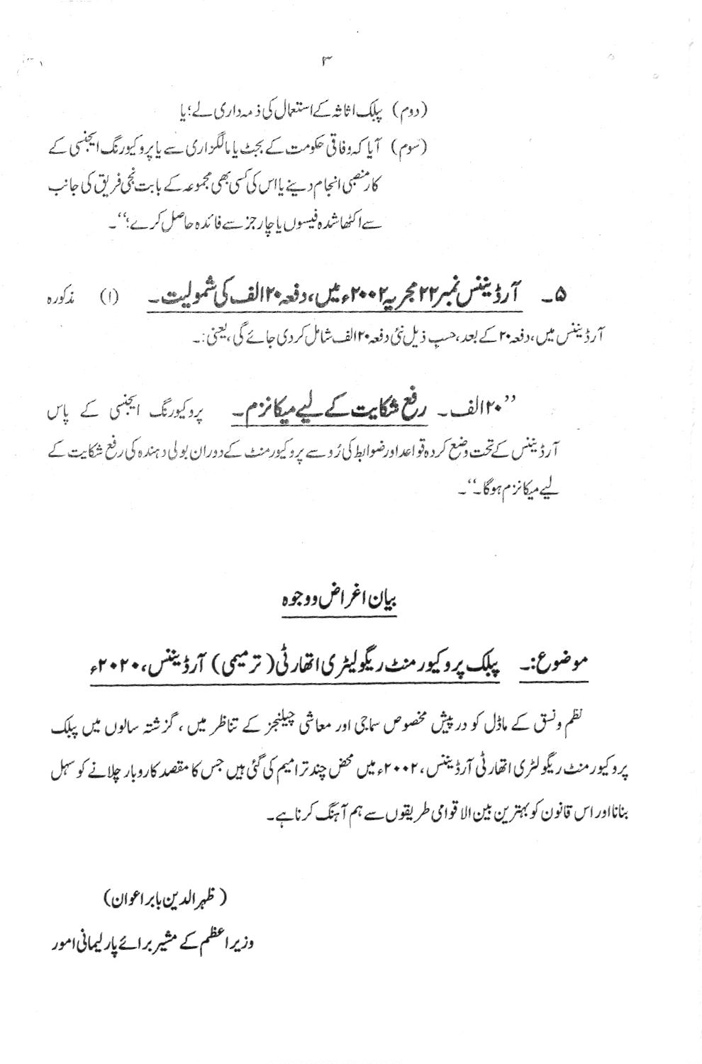(دوم) پبلک اثاثہ کے استعمال کی ذمہ داری لے؛ یا

(سوم) آیا کہ وفاقی حکومت کے بجٹ یا مالگزاری سے یا پروکیورنگ ایجنسی کے کارمنصبی انجام دینے یا اس کی کسی بھی مجموعہ کے بابت نجی فریق کی جانب سے اکٹھا شدہ فیسوں یا چارجز سے فائدہ حاصل کرے؛''۔

**۵۔ آرڈیننس نمبر ۲۲ مجریہ ۲۰۰۲ء میں، دفعہ ۲۰الف کی شمولیت۔** (۱) مذکورہ آرڈیننس میں، دفعہ ۲۰ کے بعد، حسب ذیل نئی دفعہ ۲۰الف شامل کر دی جائے گی، یعنی:۔

''۲۰الف۔ **رفع شکایت کے لیے میکانزم۔** پروکیورنگ ایجنسی کے پاس آرڈیننس کے تحت وضع کردہ قواعد اور ضوابط کی رُو سے پروکیورمنٹ کے دوران بولی دہندہ کی رفع شکایت کے لیے میکانزم ہوگا''۔

## بیان اغراض و وجوہ

**موضوع:۔ پبلک پروکیورمنٹ ریگولیٹری اتھارٹی (ترمیمی) آرڈیننس، ۲۰۲۰ء**

نظم و نسق کے ماڈل کو درپیش مخصوص سماجی اور معاشی چیلنجز کے تناظر میں، گزشتہ سالوں میں پبلک پروکیورمنٹ ریگولیٹری اتھارٹی آرڈیننس، ۲۰۰۲ء میں محض چند ترامیم کی گئی ہیں جس کا مقصد کاروبار چلانے کو سہل بنانا اور اس قانون کو بہترین بین الاقوامی طریقوں سے ہم آہنگ کرنا ہے۔

(ظہیر الدین بابر اعوان)

وزیر اعظم کے مشیر برائے پارلیمانی امور